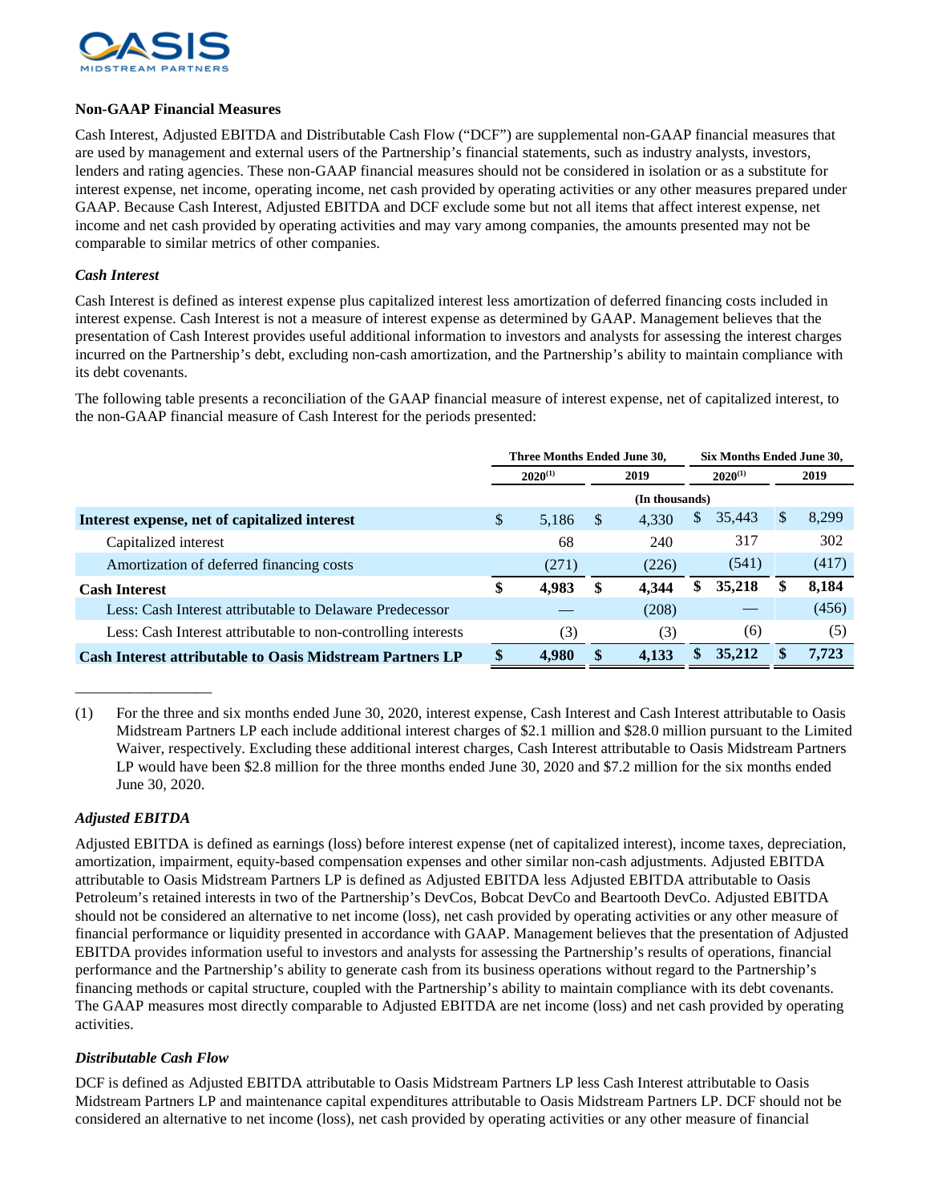## Non-GAAP Financial Measures

Cash Interest, Adjusted EBITDA and Distributable Cash Flow ("DCF") are supplemental non-GAAP financial measures that are used by management and external users of the Partnership's financial statements, such as industry analysts, investors, lenders and rating agencies. These non-GAAP financial measures should not be considered in isolation or as a substitute for interest expense, net income, operating income, net cash provided by operating activities or any other measures prepared under GAAP. Because Cash Interest, Adjusted EBITDA and DCF exclude some but not all items that affect interest expense, net income and net cash provided by operating activities and may vary among companies, the amounts presented may not be comparable to similar metrics of other companies.

### *Cash Interest*

Cash Interest is defined as interest expense plus capitalized interest less amortization of deferred financing costs included in interest expense. Cash Interest is not a measure of interest expense as determined by GAAP. Management believes that the presentation of Cash Interest provides useful additional information to investors and analysts for assessing the interest charges incurred on the Partnership's debt, excluding non-cash amortization, and the Partnership's ability to maintain compliance with its debt covenants.

The following table presents a reconciliation of the GAAP financial measure of interest expense, net of capitalized interest, to the non-GAAP financial measure of Cash Interest for the periods presented:

| | Three Months Ended June 30, | | Six Months Ended June 30, | |
|---|---|---|---|---|
| | 2020[(1)] | 2019 | 2020[(1)] | 2019 |
| | (In thousands) | | | |
| **Interest expense, net of capitalized interest** | $ 5,186 | $ 4,330 | $ 35,443 | $ 8,299 |
| Capitalized interest | 68 | 240 | 317 | 302 |
| Amortization of deferred financing costs | (271) | (226) | (541) | (417) |
| **Cash Interest** | **$ 4,983** | **$ 4,344** | **$ 35,218** | **$ 8,184** |
| Less: Cash Interest attributable to Delaware Predecessor | — | (208) | — | (456) |
| Less: Cash Interest attributable to non-controlling interests | (3) | (3) | (6) | (5) |
| **Cash Interest attributable to Oasis Midstream Partners LP** | **$ 4,980** | **$ 4,133** | **$ 35,212** | **$ 7,723** |

(1) For the three and six months ended June 30, 2020, interest expense, Cash Interest and Cash Interest attributable to Oasis Midstream Partners LP each include additional interest charges of $2.1 million and $28.0 million pursuant to the Limited Waiver, respectively. Excluding these additional interest charges, Cash Interest attributable to Oasis Midstream Partners LP would have been $2.8 million for the three months ended June 30, 2020 and $7.2 million for the six months ended June 30, 2020.

### *Adjusted EBITDA*

Adjusted EBITDA is defined as earnings (loss) before interest expense (net of capitalized interest), income taxes, depreciation, amortization, impairment, equity-based compensation expenses and other similar non-cash adjustments. Adjusted EBITDA attributable to Oasis Midstream Partners LP is defined as Adjusted EBITDA less Adjusted EBITDA attributable to Oasis Petroleum's retained interests in two of the Partnership's DevCos, Bobcat DevCo and Beartooth DevCo. Adjusted EBITDA should not be considered an alternative to net income (loss), net cash provided by operating activities or any other measure of financial performance or liquidity presented in accordance with GAAP. Management believes that the presentation of Adjusted EBITDA provides information useful to investors and analysts for assessing the Partnership's results of operations, financial performance and the Partnership's ability to generate cash from its business operations without regard to the Partnership's financing methods or capital structure, coupled with the Partnership's ability to maintain compliance with its debt covenants. The GAAP measures most directly comparable to Adjusted EBITDA are net income (loss) and net cash provided by operating activities.

### *Distributable Cash Flow*

DCF is defined as Adjusted EBITDA attributable to Oasis Midstream Partners LP less Cash Interest attributable to Oasis Midstream Partners LP and maintenance capital expenditures attributable to Oasis Midstream Partners LP. DCF should not be considered an alternative to net income (loss), net cash provided by operating activities or any other measure of financial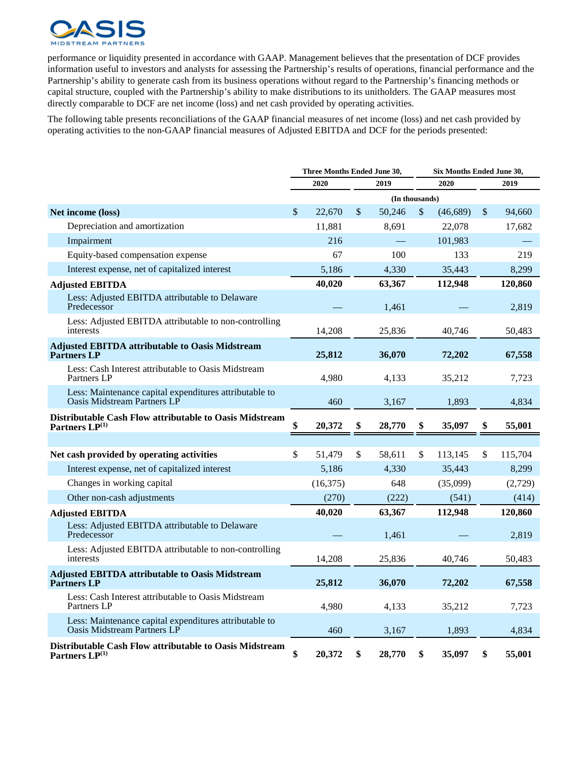performance or liquidity presented in accordance with GAAP. Management believes that the presentation of DCF provides information useful to investors and analysts for assessing the Partnership's results of operations, financial performance and the Partnership's ability to generate cash from its business operations without regard to the Partnership's financing methods or capital structure, coupled with the Partnership's ability to make distributions to its unitholders. The GAAP measures most directly comparable to DCF are net income (loss) and net cash provided by operating activities.

The following table presents reconciliations of the GAAP financial measures of net income (loss) and net cash provided by operating activities to the non-GAAP financial measures of Adjusted EBITDA and DCF for the periods presented:

| | Three Months Ended June 30, | | Six Months Ended June 30, | |
|---|---|---|---|---|
| | 2020 | 2019 | 2020 | 2019 |
| | (In thousands) | | | |
| **Net income (loss)** | $ 22,670 | $ 50,246 | $ (46,689) | $ 94,660 |
| Depreciation and amortization | 11,881 | 8,691 | 22,078 | 17,682 |
| Impairment | 216 | — | 101,983 | — |
| Equity-based compensation expense | 67 | 100 | 133 | 219 |
| Interest expense, net of capitalized interest | 5,186 | 4,330 | 35,443 | 8,299 |
| **Adjusted EBITDA** | **40,020** | **63,367** | **112,948** | **120,860** |
| Less: Adjusted EBITDA attributable to Delaware Predecessor | — | 1,461 | — | 2,819 |
| Less: Adjusted EBITDA attributable to non-controlling interests | 14,208 | 25,836 | 40,746 | 50,483 |
| **Adjusted EBITDA attributable to Oasis Midstream Partners LP** | **25,812** | **36,070** | **72,202** | **67,558** |
| Less: Cash Interest attributable to Oasis Midstream Partners LP | 4,980 | 4,133 | 35,212 | 7,723 |
| Less: Maintenance capital expenditures attributable to Oasis Midstream Partners LP | 460 | 3,167 | 1,893 | 4,834 |
| **Distributable Cash Flow attributable to Oasis Midstream Partners LP[1]** | **$ 20,372** | **$ 28,770** | **$ 35,097** | **$ 55,001** |
| | | | | |
| **Net cash provided by operating activities** | $ 51,479 | $ 58,611 | $ 113,145 | $ 115,704 |
| Interest expense, net of capitalized interest | 5,186 | 4,330 | 35,443 | 8,299 |
| Changes in working capital | (16,375) | 648 | (35,099) | (2,729) |
| Other non-cash adjustments | (270) | (222) | (541) | (414) |
| **Adjusted EBITDA** | **40,020** | **63,367** | **112,948** | **120,860** |
| Less: Adjusted EBITDA attributable to Delaware Predecessor | — | 1,461 | — | 2,819 |
| Less: Adjusted EBITDA attributable to non-controlling interests | 14,208 | 25,836 | 40,746 | 50,483 |
| **Adjusted EBITDA attributable to Oasis Midstream Partners LP** | **25,812** | **36,070** | **72,202** | **67,558** |
| Less: Cash Interest attributable to Oasis Midstream Partners LP | 4,980 | 4,133 | 35,212 | 7,723 |
| Less: Maintenance capital expenditures attributable to Oasis Midstream Partners LP | 460 | 3,167 | 1,893 | 4,834 |
| **Distributable Cash Flow attributable to Oasis Midstream Partners LP[1]** | **$ 20,372** | **$ 28,770** | **$ 35,097** | **$ 55,001** |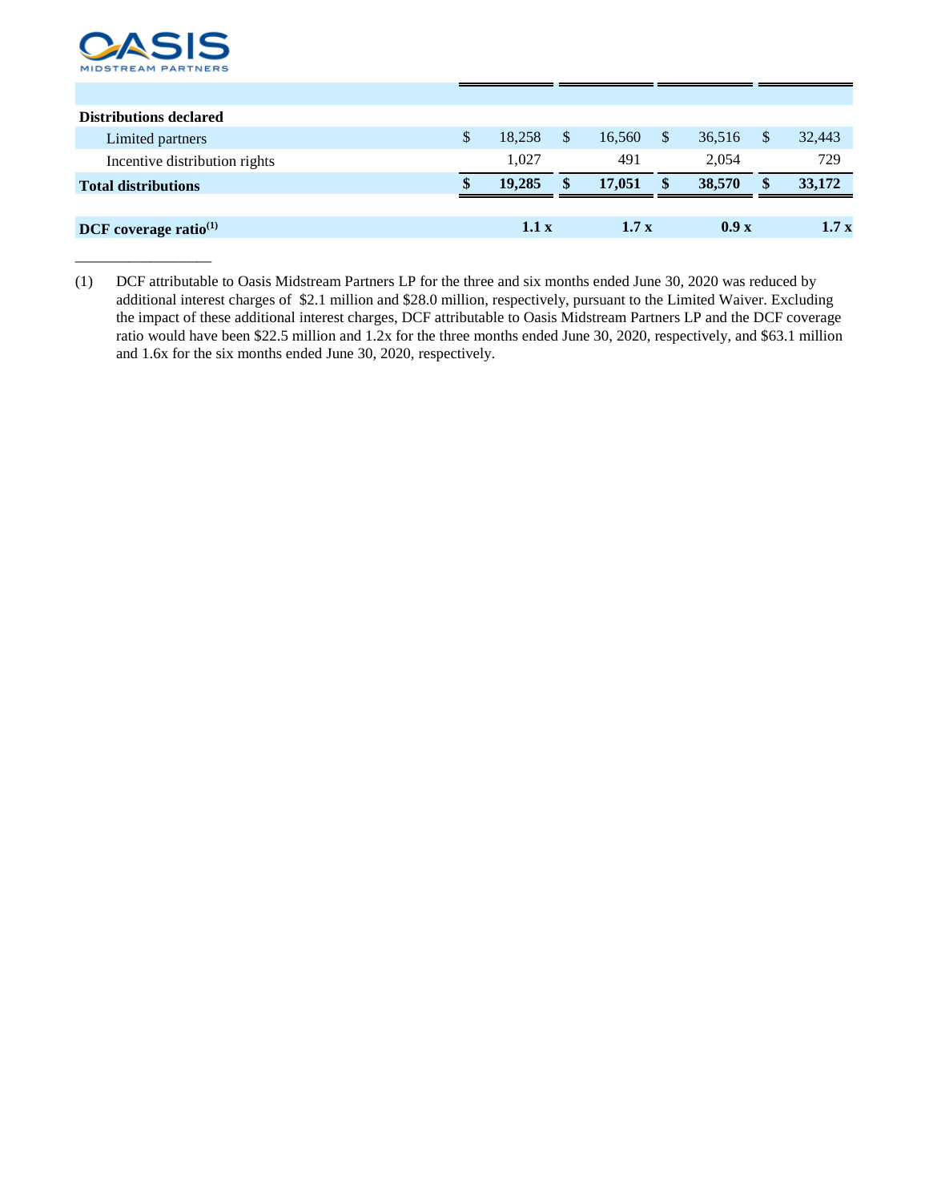| | | | | |
|---|---|---|---|---|
| **Distributions declared** | | | | |
| Limited partners | $ 18,258 | $ 16,560 | $ 36,516 | $ 32,443 |
| Incentive distribution rights | 1,027 | 491 | 2,054 | 729 |
| **Total distributions** | **$ 19,285** | **$ 17,051** | **$ 38,570** | **$ 33,172** |
| | | | | |
| **DCF coverage ratio(1)** | **1.1 x** | **1.7 x** | **0.9 x** | **1.7 x** |

(1) DCF attributable to Oasis Midstream Partners LP for the three and six months ended June 30, 2020 was reduced by additional interest charges of $2.1 million and $28.0 million, respectively, pursuant to the Limited Waiver. Excluding the impact of these additional interest charges, DCF attributable to Oasis Midstream Partners LP and the DCF coverage ratio would have been $22.5 million and 1.2x for the three months ended June 30, 2020, respectively, and $63.1 million and 1.6x for the six months ended June 30, 2020, respectively.